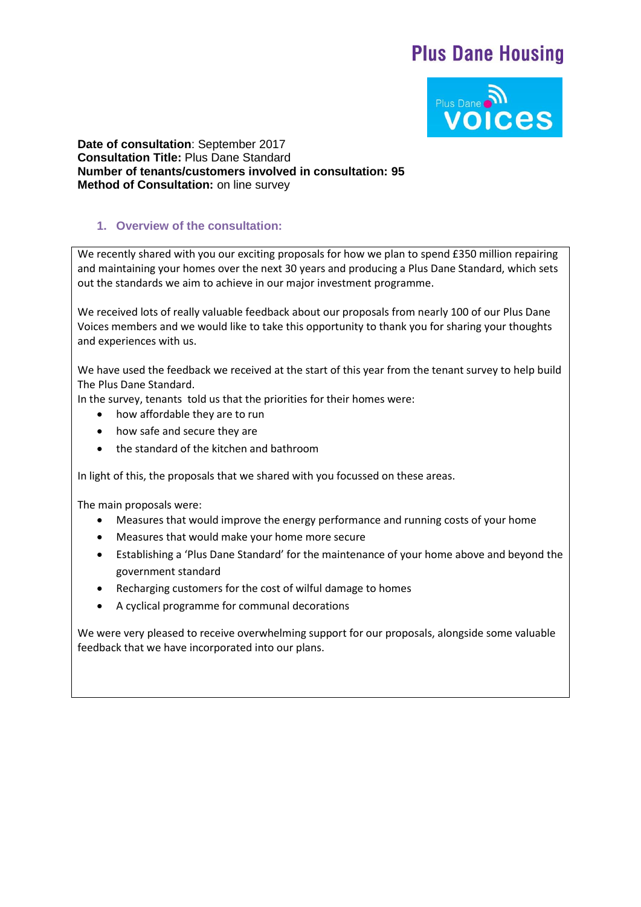# Plus Dane Housing

Plus Dane voices

**Date of consultation**: September 2017
**Consultation Title:** Plus Dane Standard
**Number of tenants/customers involved in consultation: 95**
**Method of Consultation:** on line survey

## 1. Overview of the consultation:

We recently shared with you our exciting proposals for how we plan to spend £350 million repairing and maintaining your homes over the next 30 years and producing a Plus Dane Standard, which sets out the standards we aim to achieve in our major investment programme.

We received lots of really valuable feedback about our proposals from nearly 100 of our Plus Dane Voices members and we would like to take this opportunity to thank you for sharing your thoughts and experiences with us.

We have used the feedback we received at the start of this year from the tenant survey to help build The Plus Dane Standard.
In the survey, tenants told us that the priorities for their homes were:

- how affordable they are to run
- how safe and secure they are
- the standard of the kitchen and bathroom

In light of this, the proposals that we shared with you focussed on these areas.

The main proposals were:

- Measures that would improve the energy performance and running costs of your home
- Measures that would make your home more secure
- Establishing a 'Plus Dane Standard' for the maintenance of your home above and beyond the government standard
- Recharging customers for the cost of wilful damage to homes
- A cyclical programme for communal decorations

We were very pleased to receive overwhelming support for our proposals, alongside some valuable feedback that we have incorporated into our plans.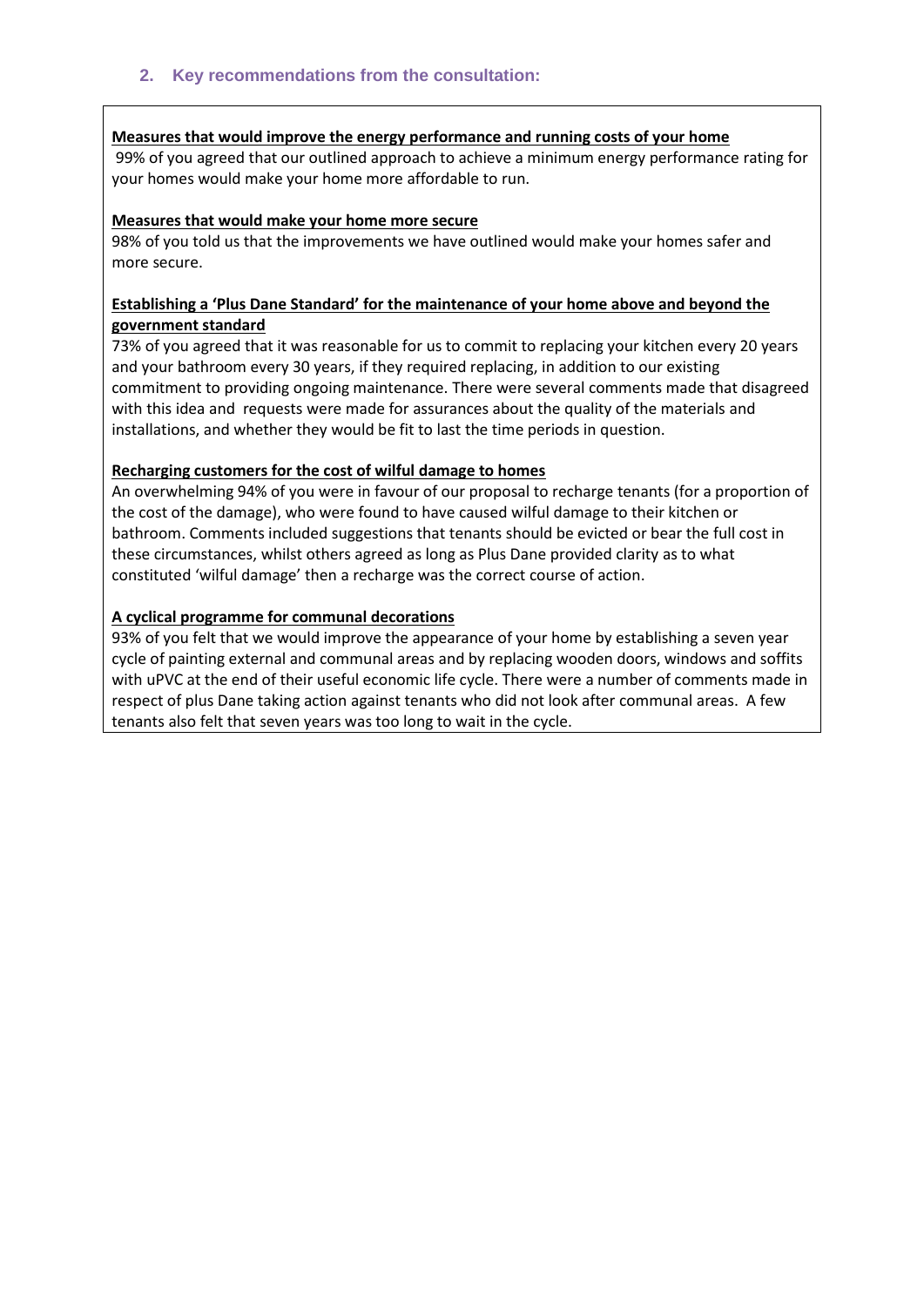## 2. Key recommendations from the consultation:

**Measures that would improve the energy performance and running costs of your home**

99% of you agreed that our outlined approach to achieve a minimum energy performance rating for your homes would make your home more affordable to run.

**Measures that would make your home more secure**

98% of you told us that the improvements we have outlined would make your homes safer and more secure.

**Establishing a 'Plus Dane Standard' for the maintenance of your home above and beyond the government standard**

73% of you agreed that it was reasonable for us to commit to replacing your kitchen every 20 years and your bathroom every 30 years, if they required replacing, in addition to our existing commitment to providing ongoing maintenance. There were several comments made that disagreed with this idea and requests were made for assurances about the quality of the materials and installations, and whether they would be fit to last the time periods in question.

**Recharging customers for the cost of wilful damage to homes**

An overwhelming 94% of you were in favour of our proposal to recharge tenants (for a proportion of the cost of the damage), who were found to have caused wilful damage to their kitchen or bathroom. Comments included suggestions that tenants should be evicted or bear the full cost in these circumstances, whilst others agreed as long as Plus Dane provided clarity as to what constituted 'wilful damage' then a recharge was the correct course of action.

**A cyclical programme for communal decorations**

93% of you felt that we would improve the appearance of your home by establishing a seven year cycle of painting external and communal areas and by replacing wooden doors, windows and soffits with uPVC at the end of their useful economic life cycle. There were a number of comments made in respect of plus Dane taking action against tenants who did not look after communal areas. A few tenants also felt that seven years was too long to wait in the cycle.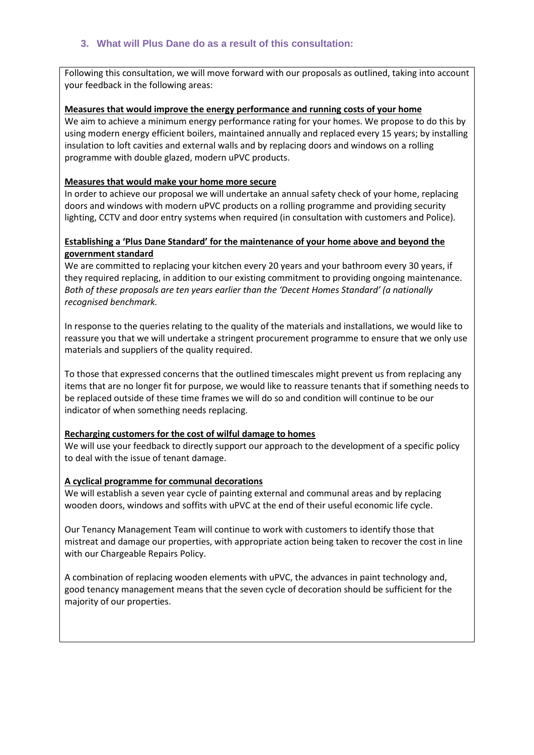### 3. What will Plus Dane do as a result of this consultation:

Following this consultation, we will move forward with our proposals as outlined, taking into account your feedback in the following areas:

**Measures that would improve the energy performance and running costs of your home**

We aim to achieve a minimum energy performance rating for your homes. We propose to do this by using modern energy efficient boilers, maintained annually and replaced every 15 years; by installing insulation to loft cavities and external walls and by replacing doors and windows on a rolling programme with double glazed, modern uPVC products.

**Measures that would make your home more secure**

In order to achieve our proposal we will undertake an annual safety check of your home, replacing doors and windows with modern uPVC products on a rolling programme and providing security lighting, CCTV and door entry systems when required (in consultation with customers and Police).

**Establishing a 'Plus Dane Standard' for the maintenance of your home above and beyond the government standard**

We are committed to replacing your kitchen every 20 years and your bathroom every 30 years, if they required replacing, in addition to our existing commitment to providing ongoing maintenance. *Both of these proposals are ten years earlier than the 'Decent Homes Standard' (a nationally recognised benchmark.*

In response to the queries relating to the quality of the materials and installations, we would like to reassure you that we will undertake a stringent procurement programme to ensure that we only use materials and suppliers of the quality required.

To those that expressed concerns that the outlined timescales might prevent us from replacing any items that are no longer fit for purpose, we would like to reassure tenants that if something needs to be replaced outside of these time frames we will do so and condition will continue to be our indicator of when something needs replacing.

**Recharging customers for the cost of wilful damage to homes**

We will use your feedback to directly support our approach to the development of a specific policy to deal with the issue of tenant damage.

**A cyclical programme for communal decorations**

We will establish a seven year cycle of painting external and communal areas and by replacing wooden doors, windows and soffits with uPVC at the end of their useful economic life cycle.

Our Tenancy Management Team will continue to work with customers to identify those that mistreat and damage our properties, with appropriate action being taken to recover the cost in line with our Chargeable Repairs Policy.

A combination of replacing wooden elements with uPVC, the advances in paint technology and, good tenancy management means that the seven cycle of decoration should be sufficient for the majority of our properties.